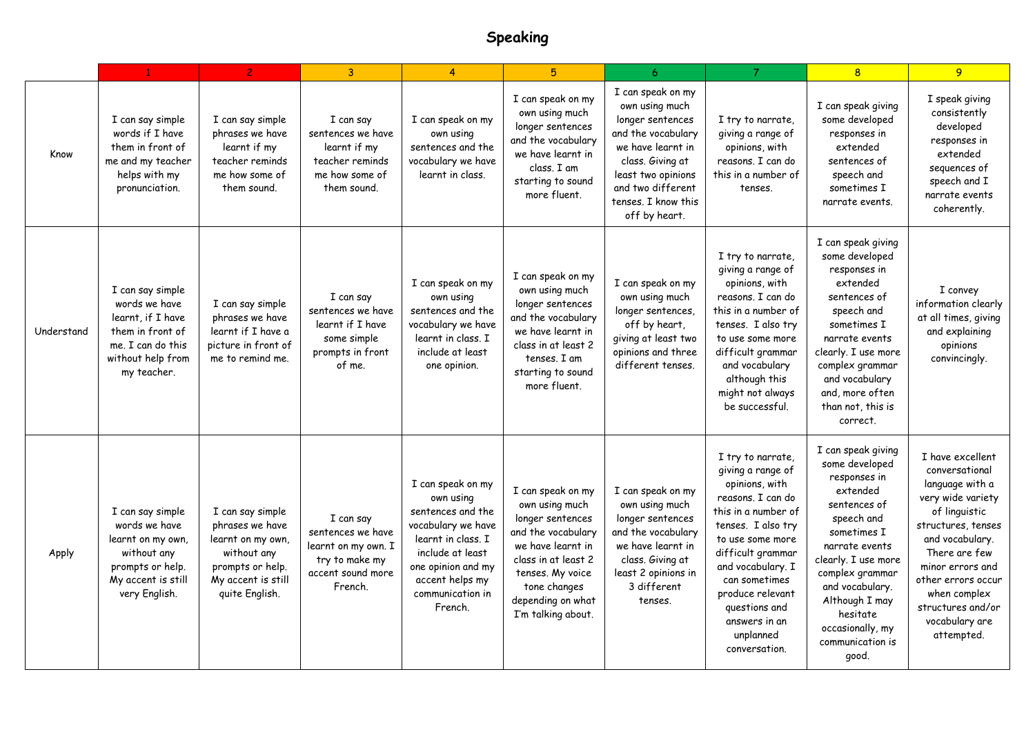# Speaking

| | 1 | 2 | 3 | 4 | 5 | 6 | 7 | 8 | 9 |
|---|---|---|---|---|---|---|---|---|---|
| Know | I can say simple words if I have them in front of me and my teacher helps with my pronunciation. | I can say simple phrases we have learnt if my teacher reminds me how some of them sound. | I can say sentences we have learnt if my teacher reminds me how some of them sound. | I can speak on my own using sentences and the vocabulary we have learnt in class. | I can speak on my own using much longer sentences and the vocabulary we have learnt in class. I am starting to sound more fluent. | I can speak on my own using much longer sentences and the vocabulary we have learnt in class. Giving at least two opinions and two different tenses. I know this off by heart. | I try to narrate, giving a range of opinions, with reasons. I can do this in a number of tenses. | I can speak giving some developed responses in extended sentences of speech and sometimes I narrate events. | I speak giving consistently developed responses in extended sequences of speech and I narrate events coherently. |
| Understand | I can say simple words we have learnt, if I have them in front of me. I can do this without help from my teacher. | I can say simple phrases we have learnt if I have a picture in front of me to remind me. | I can say sentences we have learnt if I have some simple prompts in front of me. | I can speak on my own using sentences and the vocabulary we have learnt in class. I include at least one opinion. | I can speak on my own using much longer sentences and the vocabulary we have learnt in class in at least 2 tenses. I am starting to sound more fluent. | I can speak on my own using much longer sentences, off by heart, giving at least two opinions and three different tenses. | I try to narrate, giving a range of opinions, with reasons. I can do this in a number of tenses. I also try to use some more difficult grammar and vocabulary although this might not always be successful. | I can speak giving some developed responses in extended sentences of speech and sometimes I narrate events clearly. I use more complex grammar and vocabulary and, more often than not, this is correct. | I convey information clearly at all times, giving and explaining opinions convincingly. |
| Apply | I can say simple words we have learnt on my own, without any prompts or help. My accent is still very English. | I can say simple phrases we have learnt on my own, without any prompts or help. My accent is still quite English. | I can say sentences we have learnt on my own. I try to make my accent sound more French. | I can speak on my own using sentences and the vocabulary we have learnt in class. I include at least one opinion and my accent helps my communication in French. | I can speak on my own using much longer sentences and the vocabulary we have learnt in class in at least 2 tenses. My voice tone changes depending on what I'm talking about. | I can speak on my own using much longer sentences and the vocabulary we have learnt in class. Giving at least 2 opinions in 3 different tenses. | I try to narrate, giving a range of opinions, with reasons. I can do this in a number of tenses. I also try to use some more difficult grammar and vocabulary. I can sometimes produce relevant questions and answers in an unplanned conversation. | I can speak giving some developed responses in extended sentences of speech and sometimes I narrate events clearly. I use more complex grammar and vocabulary. Although I may hesitate occasionally, my communication is good. | I have excellent conversational language with a very wide variety of linguistic structures, tenses and vocabulary. There are few minor errors and other errors occur when complex structures and/or vocabulary are attempted. |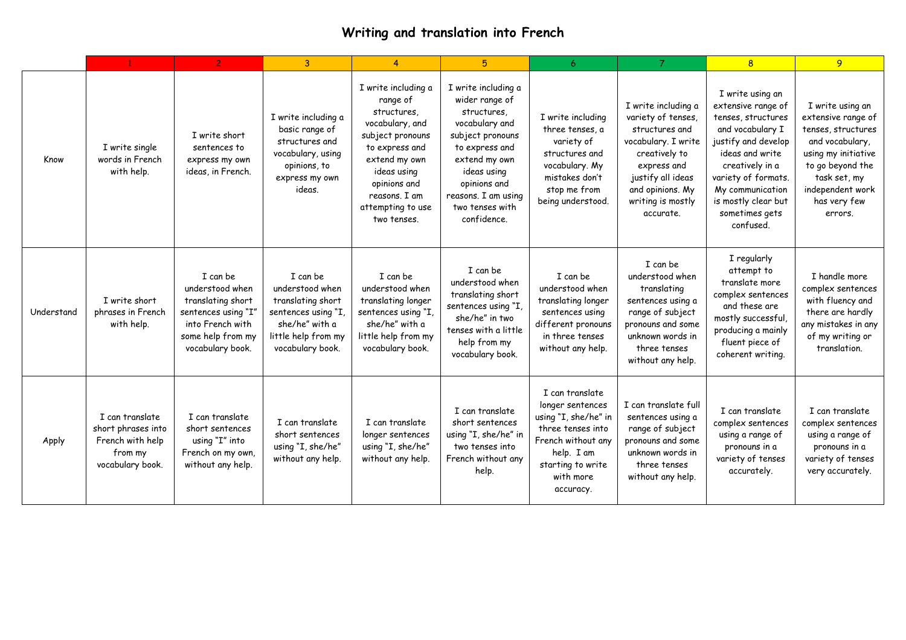# Writing and translation into French

| | 1 | 2 | 3 | 4 | 5 | 6 | 7 | 8 | 9 |
|---|---|---|---|---|---|---|---|---|---|
| Know | I write single words in French with help. | I write short sentences to express my own ideas, in French. | I write including a basic range of structures and vocabulary, using opinions, to express my own ideas. | I write including a range of structures, vocabulary, and subject pronouns to express and extend my own ideas using opinions and reasons. I am attempting to use two tenses. | I write including a wider range of structures, vocabulary and subject pronouns to express and extend my own ideas using opinions and reasons. I am using two tenses with confidence. | I write including three tenses, a variety of structures and vocabulary. My mistakes don't stop me from being understood. | I write including a variety of tenses, structures and vocabulary. I write creatively to express and justify all ideas and opinions. My writing is mostly accurate. | I write using an extensive range of tenses, structures and vocabulary I justify and develop ideas and write creatively in a variety of formats. My communication is mostly clear but sometimes gets confused. | I write using an extensive range of tenses, structures and vocabulary, using my initiative to go beyond the task set, my independent work has very few errors. |
| Understand | I write short phrases in French with help. | I can be understood when translating short sentences using "I" into French with some help from my vocabulary book. | I can be understood when translating short sentences using "I, she/he" with a little help from my vocabulary book. | I can be understood when translating longer sentences using "I, she/he" with a little help from my vocabulary book. | I can be understood when translating short sentences using "I, she/he" in two tenses with a little help from my vocabulary book. | I can be understood when translating longer sentences using different pronouns in three tenses without any help. | I can be understood when translating sentences using a range of subject pronouns and some unknown words in three tenses without any help. | I regularly attempt to translate more complex sentences and these are mostly successful, producing a mainly fluent piece of coherent writing. | I handle more complex sentences with fluency and there are hardly any mistakes in any of my writing or translation. |
| Apply | I can translate short phrases into French with help from my vocabulary book. | I can translate short sentences using "I" into French on my own, without any help. | I can translate short sentences using "I, she/he" without any help. | I can translate longer sentences using "I, she/he" without any help. | I can translate short sentences using "I, she/he" in two tenses into French without any help. | I can translate longer sentences using "I, she/he" in three tenses into French without any help. I am starting to write with more accuracy. | I can translate full sentences using a range of subject pronouns and some unknown words in three tenses without any help. | I can translate complex sentences using a range of pronouns in a variety of tenses accurately. | I can translate complex sentences using a range of pronouns in a variety of tenses very accurately. |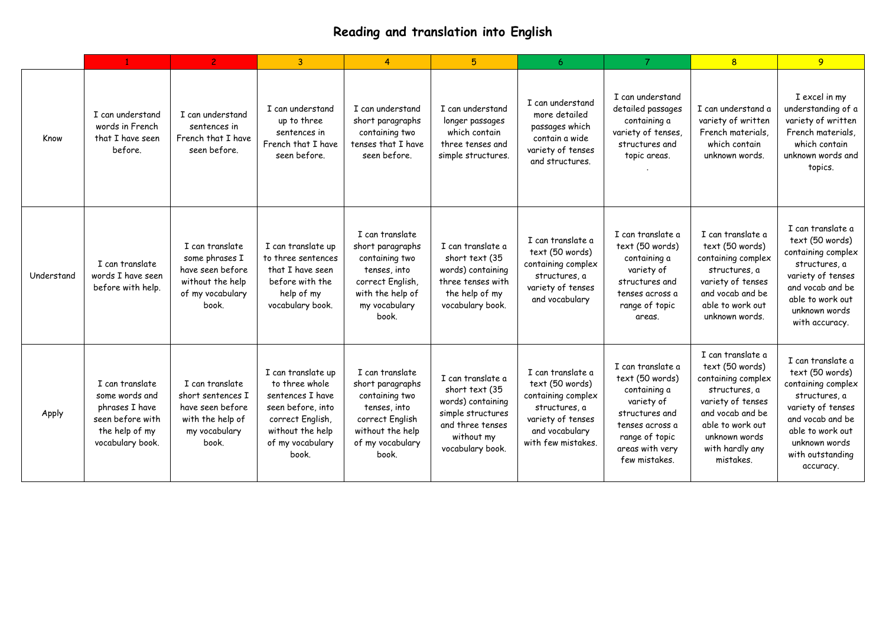# Reading and translation into English

| | 1 | 2 | 3 | 4 | 5 | 6 | 7 | 8 | 9 |
|---|---|---|---|---|---|---|---|---|---|
| Know | I can understand words in French that I have seen before. | I can understand sentences in French that I have seen before. | I can understand up to three sentences in French that I have seen before. | I can understand short paragraphs containing two tenses that I have seen before. | I can understand longer passages which contain three tenses and simple structures. | I can understand more detailed passages which contain a wide variety of tenses and structures. | I can understand detailed passages containing a variety of tenses, structures and topic areas. . | I can understand a variety of written French materials, which contain unknown words. | I excel in my understanding of a variety of written French materials, which contain unknown words and topics. |
| Understand | I can translate words I have seen before with help. | I can translate some phrases I have seen before without the help of my vocabulary book. | I can translate up to three sentences that I have seen before with the help of my vocabulary book. | I can translate short paragraphs containing two tenses, into correct English, with the help of my vocabulary book. | I can translate a short text (35 words) containing three tenses with the help of my vocabulary book. | I can translate a text (50 words) containing complex structures, a variety of tenses and vocabulary | I can translate a text (50 words) containing a variety of structures and tenses across a range of topic areas. | I can translate a text (50 words) containing complex structures, a variety of tenses and vocab and be able to work out unknown words. | I can translate a text (50 words) containing complex structures, a variety of tenses and vocab and be able to work out unknown words with accuracy. |
| Apply | I can translate some words and phrases I have seen before with the help of my vocabulary book. | I can translate short sentences I have seen before with the help of my vocabulary book. | I can translate up to three whole sentences I have seen before, into correct English, without the help of my vocabulary book. | I can translate short paragraphs containing two tenses, into correct English without the help of my vocabulary book. | I can translate a short text (35 words) containing simple structures and three tenses without my vocabulary book. | I can translate a text (50 words) containing complex structures, a variety of tenses and vocabulary with few mistakes. | I can translate a text (50 words) containing a variety of structures and tenses across a range of topic areas with very few mistakes. | I can translate a text (50 words) containing complex structures, a variety of tenses and vocab and be able to work out unknown words with hardly any mistakes. | I can translate a text (50 words) containing complex structures, a variety of tenses and vocab and be able to work out unknown words with outstanding accuracy. |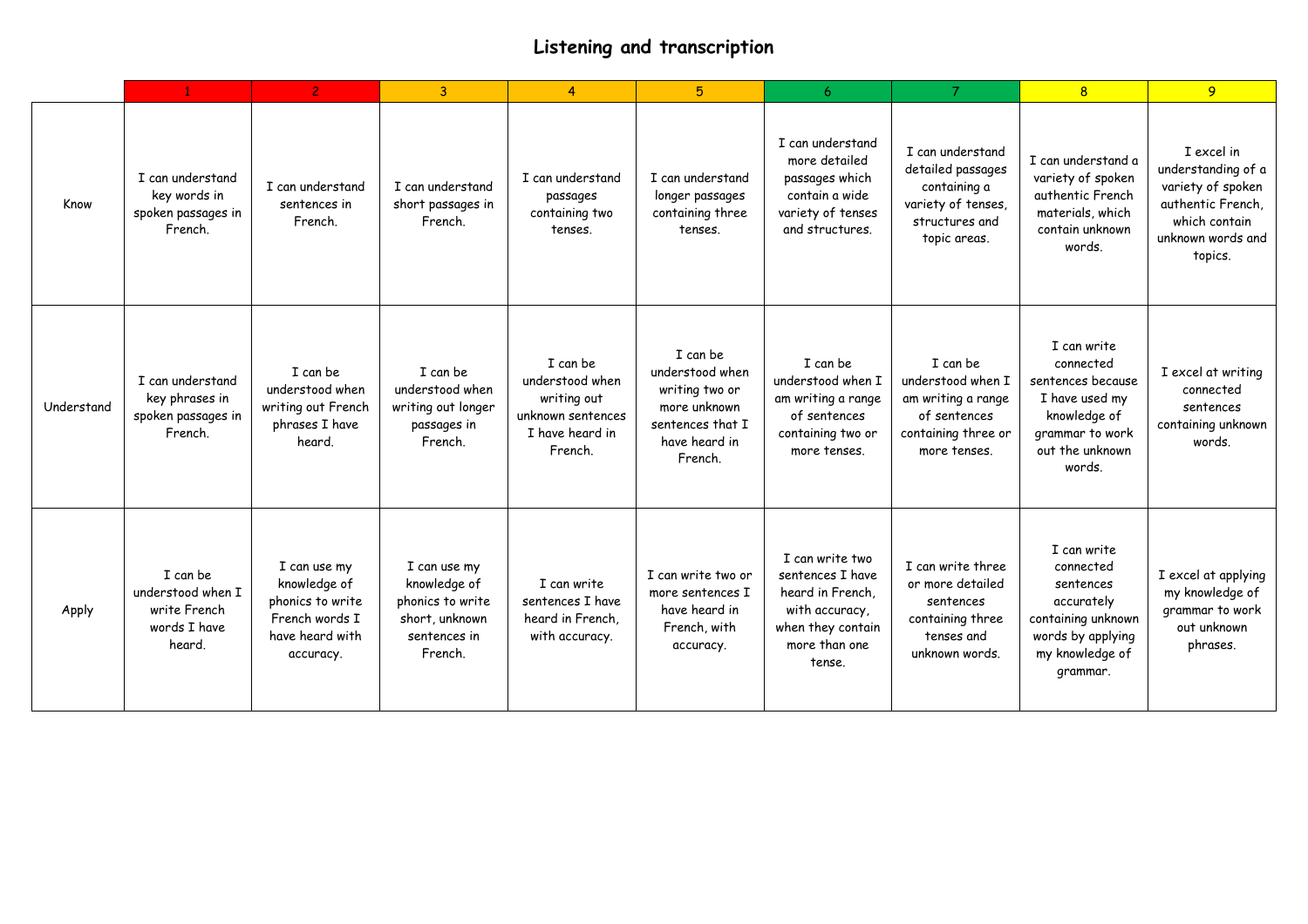## Listening and transcription

| | 1 | 2 | 3 | 4 | 5 | 6 | 7 | 8 | 9 |
|---|---|---|---|---|---|---|---|---|---|
| Know | I can understand key words in spoken passages in French. | I can understand sentences in French. | I can understand short passages in French. | I can understand passages containing two tenses. | I can understand longer passages containing three tenses. | I can understand more detailed passages which contain a wide variety of tenses and structures. | I can understand detailed passages containing a variety of tenses, structures and topic areas. | I can understand a variety of spoken authentic French materials, which contain unknown words. | I excel in understanding of a variety of spoken authentic French, which contain unknown words and topics. |
| Understand | I can understand key phrases in spoken passages in French. | I can be understood when writing out French phrases I have heard. | I can be understood when writing out longer passages in French. | I can be understood when writing out unknown sentences I have heard in French. | I can be understood when writing two or more unknown sentences that I have heard in French. | I can be understood when I am writing a range of sentences containing two or more tenses. | I can be understood when I am writing a range of sentences containing three or more tenses. | I can write connected sentences because I have used my knowledge of grammar to work out the unknown words. | I excel at writing connected sentences containing unknown words. |
| Apply | I can be understood when I write French words I have heard. | I can use my knowledge of phonics to write French words I have heard with accuracy. | I can use my knowledge of phonics to write short, unknown sentences in French. | I can write sentences I have heard in French, with accuracy. | I can write two or more sentences I have heard in French, with accuracy. | I can write two sentences I have heard in French, with accuracy, when they contain more than one tense. | I can write three or more detailed sentences containing three tenses and unknown words. | I can write connected sentences accurately containing unknown words by applying my knowledge of grammar. | I excel at applying my knowledge of grammar to work out unknown phrases. |